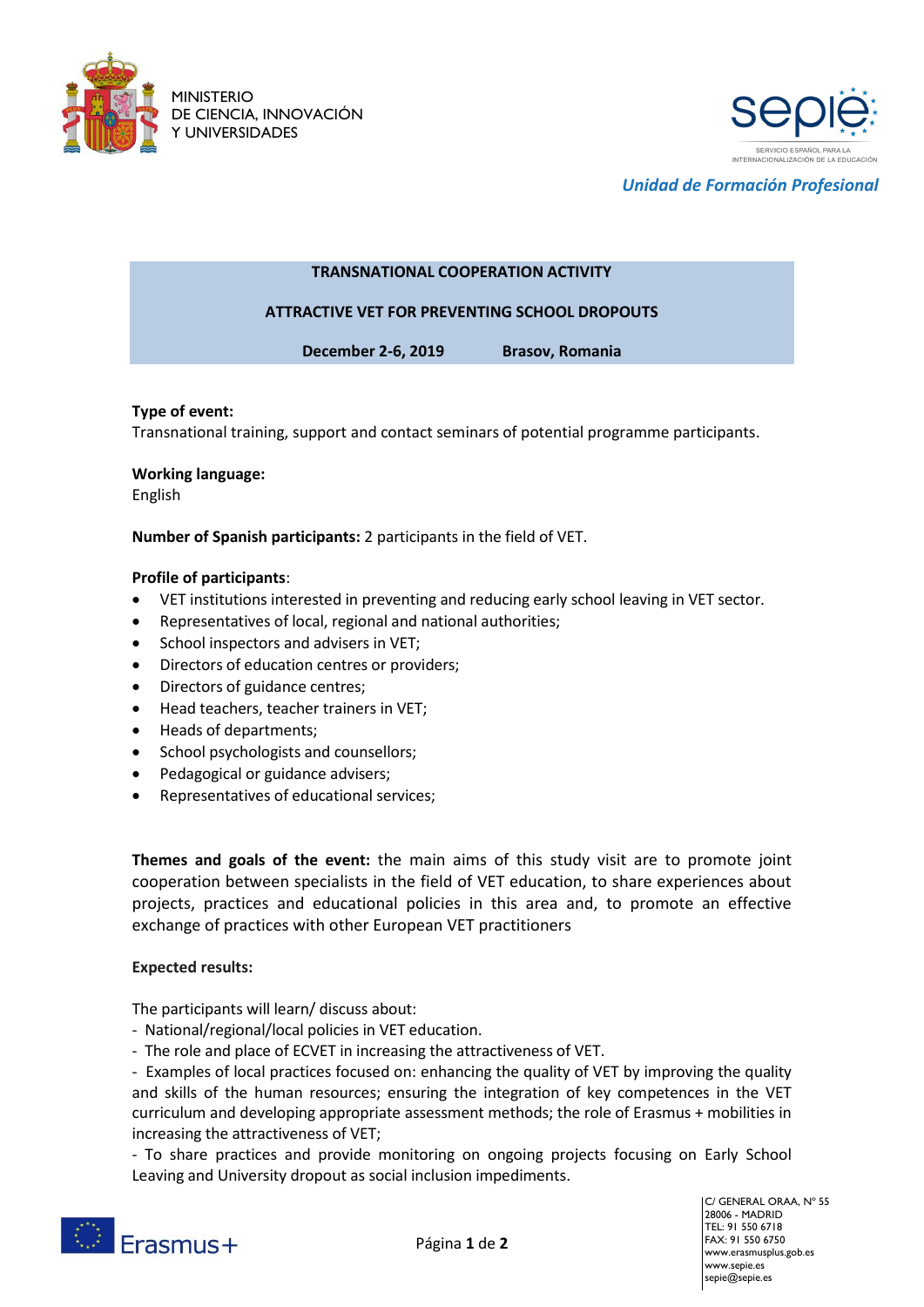MINISTERIO
DE CIENCIA, INNOVACIÓN
Y UNIVERSIDADES

SERVICIO ESPAÑOL PARA LA INTERNACIONALIZACIÓN DE LA EDUCACIÓN

*Unidad de Formación Profesional*

**TRANSNATIONAL COOPERATION ACTIVITY**

**ATTRACTIVE VET FOR PREVENTING SCHOOL DROPOUTS**

**December 2-6, 2019 Brasov, Romania**

**Type of event:**
Transnational training, support and contact seminars of potential programme participants.

**Working language:**
English

**Number of Spanish participants:** 2 participants in the field of VET.

**Profile of participants**:

- VET institutions interested in preventing and reducing early school leaving in VET sector.
- Representatives of local, regional and national authorities;
- School inspectors and advisers in VET;
- Directors of education centres or providers;
- Directors of guidance centres;
- Head teachers, teacher trainers in VET;
- Heads of departments;
- School psychologists and counsellors;
- Pedagogical or guidance advisers;
- Representatives of educational services;

**Themes and goals of the event:** the main aims of this study visit are to promote joint cooperation between specialists in the field of VET education, to share experiences about projects, practices and educational policies in this area and, to promote an effective exchange of practices with other European VET practitioners

**Expected results:**

The participants will learn/ discuss about:

- National/regional/local policies in VET education.
- The role and place of ECVET in increasing the attractiveness of VET.
- Examples of local practices focused on: enhancing the quality of VET by improving the quality and skills of the human resources; ensuring the integration of key competences in the VET curriculum and developing appropriate assessment methods; the role of Erasmus + mobilities in increasing the attractiveness of VET;
- To share practices and provide monitoring on ongoing projects focusing on Early School Leaving and University dropout as social inclusion impediments.

C/ GENERAL ORAA, Nº 55
28006 - MADRID
TEL: 91 550 6718
FAX: 91 550 6750
www.erasmusplus.gob.es
www.sepie.es
sepie@sepie.es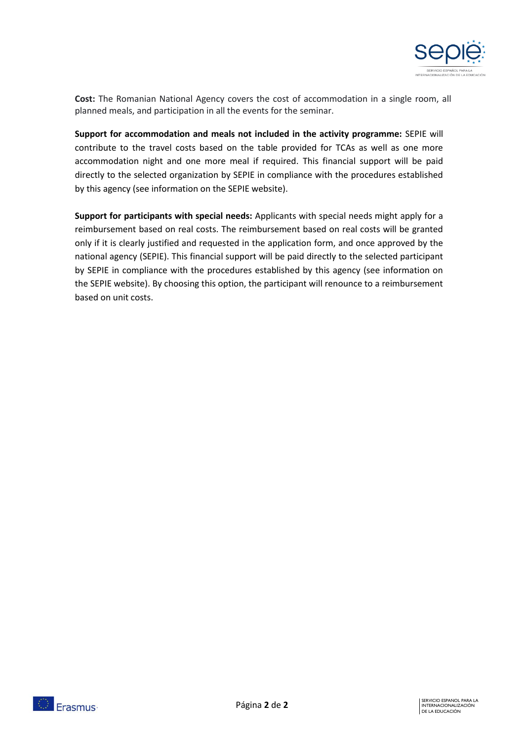**Cost:** The Romanian National Agency covers the cost of accommodation in a single room, all planned meals, and participation in all the events for the seminar.

**Support for accommodation and meals not included in the activity programme:** SEPIE will contribute to the travel costs based on the table provided for TCAs as well as one more accommodation night and one more meal if required. This financial support will be paid directly to the selected organization by SEPIE in compliance with the procedures established by this agency (see information on the SEPIE website).

**Support for participants with special needs:** Applicants with special needs might apply for a reimbursement based on real costs. The reimbursement based on real costs will be granted only if it is clearly justified and requested in the application form, and once approved by the national agency (SEPIE). This financial support will be paid directly to the selected participant by SEPIE in compliance with the procedures established by this agency (see information on the SEPIE website). By choosing this option, the participant will renounce to a reimbursement based on unit costs.